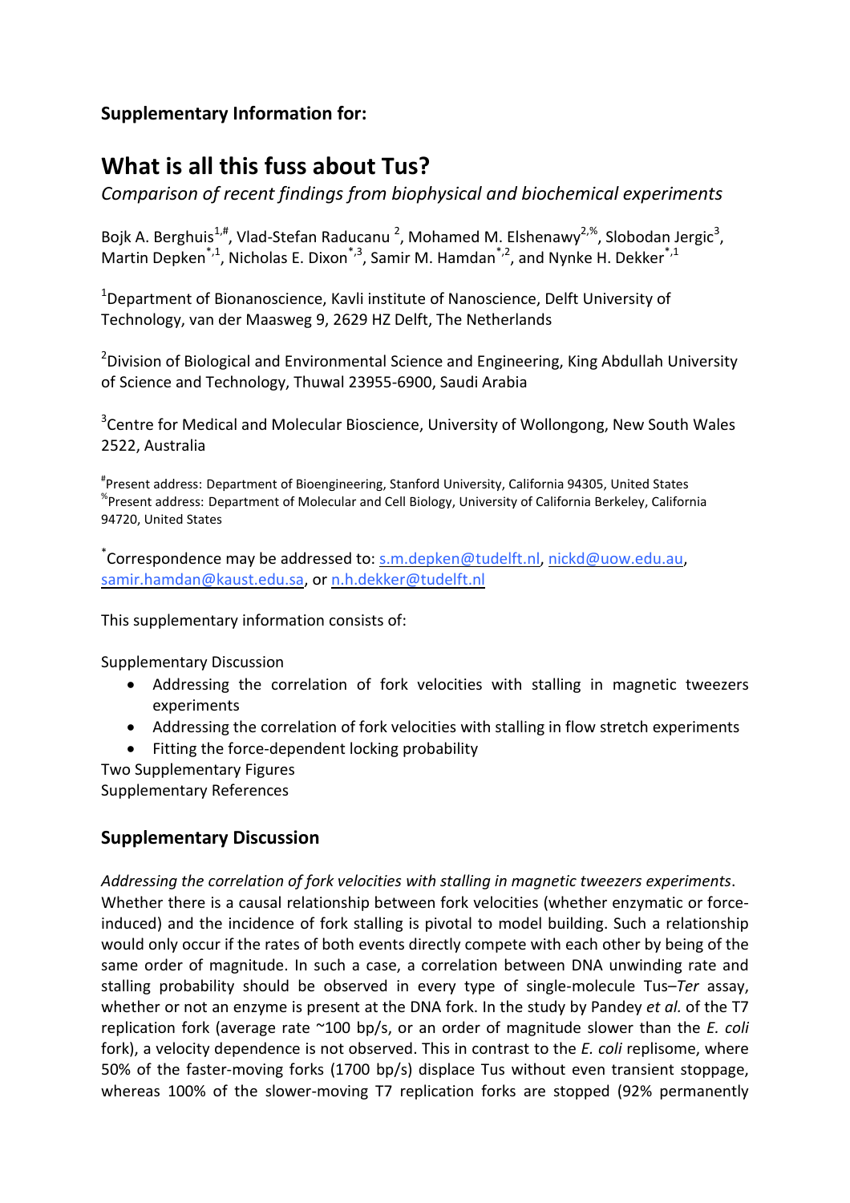**Supplementary Information for:**

# What is all this fuss about Tus?

*Comparison of recent findings from biophysical and biochemical experiments*

Bojk A. Berghuis[1,#], Vlad-Stefan Raducanu [2], Mohamed M. Elshenawy[2,%], Slobodan Jergic[3], Martin Depken[*,1], Nicholas E. Dixon[*,3], Samir M. Hamdan[*,2], and Nynke H. Dekker[*,1]

[1]Department of Bionanoscience, Kavli institute of Nanoscience, Delft University of Technology, van der Maasweg 9, 2629 HZ Delft, The Netherlands

[2]Division of Biological and Environmental Science and Engineering, King Abdullah University of Science and Technology, Thuwal 23955-6900, Saudi Arabia

[3]Centre for Medical and Molecular Bioscience, University of Wollongong, New South Wales 2522, Australia

[#]Present address: Department of Bioengineering, Stanford University, California 94305, United States
[%]Present address: Department of Molecular and Cell Biology, University of California Berkeley, California 94720, United States

[*]Correspondence may be addressed to: s.m.depken@tudelft.nl, nickd@uow.edu.au, samir.hamdan@kaust.edu.sa, or n.h.dekker@tudelft.nl

This supplementary information consists of:

Supplementary Discussion
- Addressing the correlation of fork velocities with stalling in magnetic tweezers experiments
- Addressing the correlation of fork velocities with stalling in flow stretch experiments
- Fitting the force-dependent locking probability

Two Supplementary Figures
Supplementary References

## Supplementary Discussion

*Addressing the correlation of fork velocities with stalling in magnetic tweezers experiments*. Whether there is a causal relationship between fork velocities (whether enzymatic or force-induced) and the incidence of fork stalling is pivotal to model building. Such a relationship would only occur if the rates of both events directly compete with each other by being of the same order of magnitude. In such a case, a correlation between DNA unwinding rate and stalling probability should be observed in every type of single-molecule Tus–*Ter* assay, whether or not an enzyme is present at the DNA fork. In the study by Pandey *et al.* of the T7 replication fork (average rate ~100 bp/s, or an order of magnitude slower than the *E. coli* fork), a velocity dependence is not observed. This in contrast to the *E. coli* replisome, where 50% of the faster-moving forks (1700 bp/s) displace Tus without even transient stoppage, whereas 100% of the slower-moving T7 replication forks are stopped (92% permanently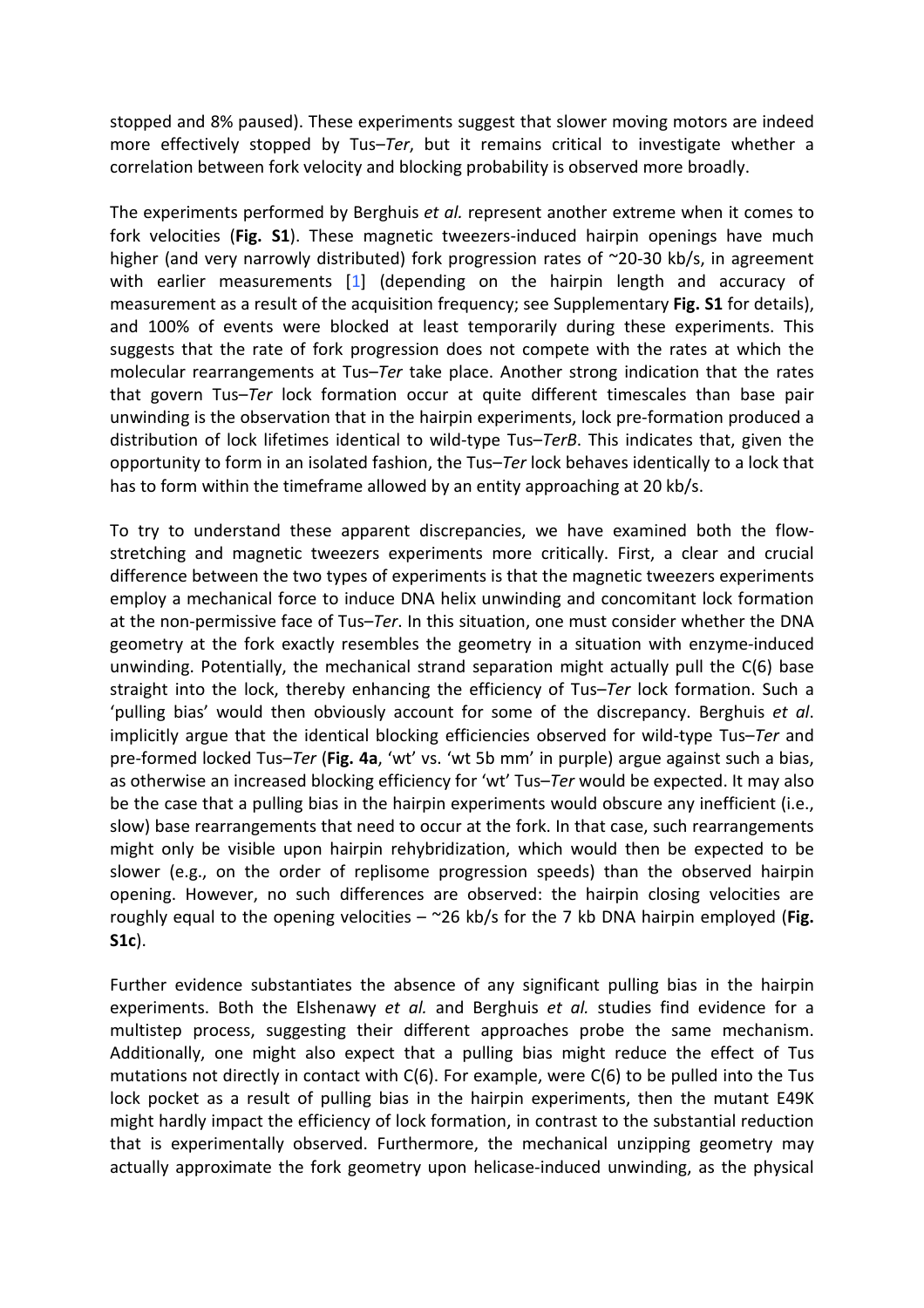stopped and 8% paused). These experiments suggest that slower moving motors are indeed more effectively stopped by Tus–*Ter*, but it remains critical to investigate whether a correlation between fork velocity and blocking probability is observed more broadly.

The experiments performed by Berghuis *et al.* represent another extreme when it comes to fork velocities (**Fig. S1**). These magnetic tweezers-induced hairpin openings have much higher (and very narrowly distributed) fork progression rates of ~20-30 kb/s, in agreement with earlier measurements [1] (depending on the hairpin length and accuracy of measurement as a result of the acquisition frequency; see Supplementary **Fig. S1** for details), and 100% of events were blocked at least temporarily during these experiments. This suggests that the rate of fork progression does not compete with the rates at which the molecular rearrangements at Tus–*Ter* take place. Another strong indication that the rates that govern Tus–*Ter* lock formation occur at quite different timescales than base pair unwinding is the observation that in the hairpin experiments, lock pre-formation produced a distribution of lock lifetimes identical to wild-type Tus–*TerB*. This indicates that, given the opportunity to form in an isolated fashion, the Tus–*Ter* lock behaves identically to a lock that has to form within the timeframe allowed by an entity approaching at 20 kb/s.

To try to understand these apparent discrepancies, we have examined both the flow-stretching and magnetic tweezers experiments more critically. First, a clear and crucial difference between the two types of experiments is that the magnetic tweezers experiments employ a mechanical force to induce DNA helix unwinding and concomitant lock formation at the non-permissive face of Tus–*Ter*. In this situation, one must consider whether the DNA geometry at the fork exactly resembles the geometry in a situation with enzyme-induced unwinding. Potentially, the mechanical strand separation might actually pull the C(6) base straight into the lock, thereby enhancing the efficiency of Tus–*Ter* lock formation. Such a 'pulling bias' would then obviously account for some of the discrepancy. Berghuis *et al*. implicitly argue that the identical blocking efficiencies observed for wild-type Tus–*Ter* and pre-formed locked Tus–*Ter* (**Fig. 4a**, 'wt' vs. 'wt 5b mm' in purple) argue against such a bias, as otherwise an increased blocking efficiency for 'wt' Tus–*Ter* would be expected. It may also be the case that a pulling bias in the hairpin experiments would obscure any inefficient (i.e., slow) base rearrangements that need to occur at the fork. In that case, such rearrangements might only be visible upon hairpin rehybridization, which would then be expected to be slower (e.g., on the order of replisome progression speeds) than the observed hairpin opening. However, no such differences are observed: the hairpin closing velocities are roughly equal to the opening velocities – ~26 kb/s for the 7 kb DNA hairpin employed (**Fig. S1c**).

Further evidence substantiates the absence of any significant pulling bias in the hairpin experiments. Both the Elshenawy *et al.* and Berghuis *et al.* studies find evidence for a multistep process, suggesting their different approaches probe the same mechanism. Additionally, one might also expect that a pulling bias might reduce the effect of Tus mutations not directly in contact with C(6). For example, were C(6) to be pulled into the Tus lock pocket as a result of pulling bias in the hairpin experiments, then the mutant E49K might hardly impact the efficiency of lock formation, in contrast to the substantial reduction that is experimentally observed. Furthermore, the mechanical unzipping geometry may actually approximate the fork geometry upon helicase-induced unwinding, as the physical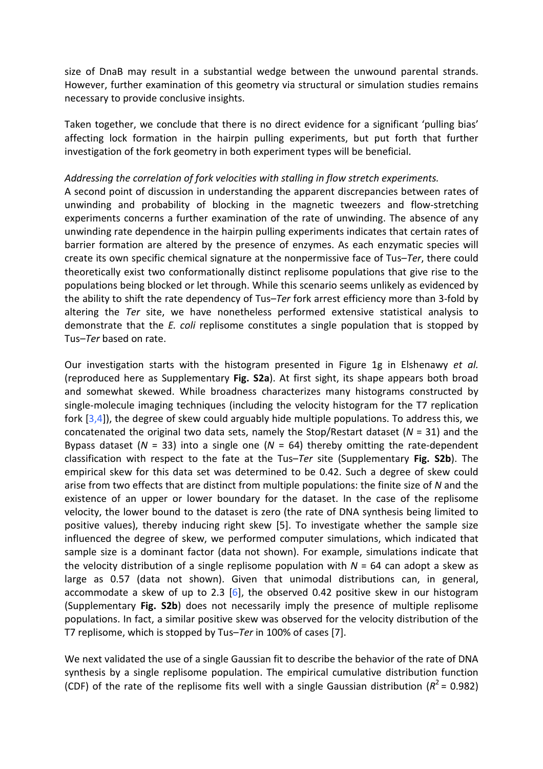size of DnaB may result in a substantial wedge between the unwound parental strands. However, further examination of this geometry via structural or simulation studies remains necessary to provide conclusive insights.

Taken together, we conclude that there is no direct evidence for a significant 'pulling bias' affecting lock formation in the hairpin pulling experiments, but put forth that further investigation of the fork geometry in both experiment types will be beneficial.

*Addressing the correlation of fork velocities with stalling in flow stretch experiments.*

A second point of discussion in understanding the apparent discrepancies between rates of unwinding and probability of blocking in the magnetic tweezers and flow-stretching experiments concerns a further examination of the rate of unwinding. The absence of any unwinding rate dependence in the hairpin pulling experiments indicates that certain rates of barrier formation are altered by the presence of enzymes. As each enzymatic species will create its own specific chemical signature at the nonpermissive face of Tus–*Ter*, there could theoretically exist two conformationally distinct replisome populations that give rise to the populations being blocked or let through. While this scenario seems unlikely as evidenced by the ability to shift the rate dependency of Tus–*Ter* fork arrest efficiency more than 3-fold by altering the *Ter* site, we have nonetheless performed extensive statistical analysis to demonstrate that the *E. coli* replisome constitutes a single population that is stopped by Tus–*Ter* based on rate.

Our investigation starts with the histogram presented in Figure 1g in Elshenawy *et al.* (reproduced here as Supplementary **Fig. S2a**). At first sight, its shape appears both broad and somewhat skewed. While broadness characterizes many histograms constructed by single-molecule imaging techniques (including the velocity histogram for the T7 replication fork [3,4]), the degree of skew could arguably hide multiple populations. To address this, we concatenated the original two data sets, namely the Stop/Restart dataset ($N$ = 31) and the Bypass dataset ($N$ = 33) into a single one ($N$ = 64) thereby omitting the rate-dependent classification with respect to the fate at the Tus–*Ter* site (Supplementary **Fig. S2b**). The empirical skew for this data set was determined to be 0.42. Such a degree of skew could arise from two effects that are distinct from multiple populations: the finite size of $N$ and the existence of an upper or lower boundary for the dataset. In the case of the replisome velocity, the lower bound to the dataset is zero (the rate of DNA synthesis being limited to positive values), thereby inducing right skew [5]. To investigate whether the sample size influenced the degree of skew, we performed computer simulations, which indicated that sample size is a dominant factor (data not shown). For example, simulations indicate that the velocity distribution of a single replisome population with $N$ = 64 can adopt a skew as large as 0.57 (data not shown). Given that unimodal distributions can, in general, accommodate a skew of up to 2.3 [6], the observed 0.42 positive skew in our histogram (Supplementary **Fig. S2b**) does not necessarily imply the presence of multiple replisome populations. In fact, a similar positive skew was observed for the velocity distribution of the T7 replisome, which is stopped by Tus–*Ter* in 100% of cases [7].

We next validated the use of a single Gaussian fit to describe the behavior of the rate of DNA synthesis by a single replisome population. The empirical cumulative distribution function (CDF) of the rate of the replisome fits well with a single Gaussian distribution ($R^2$ = 0.982)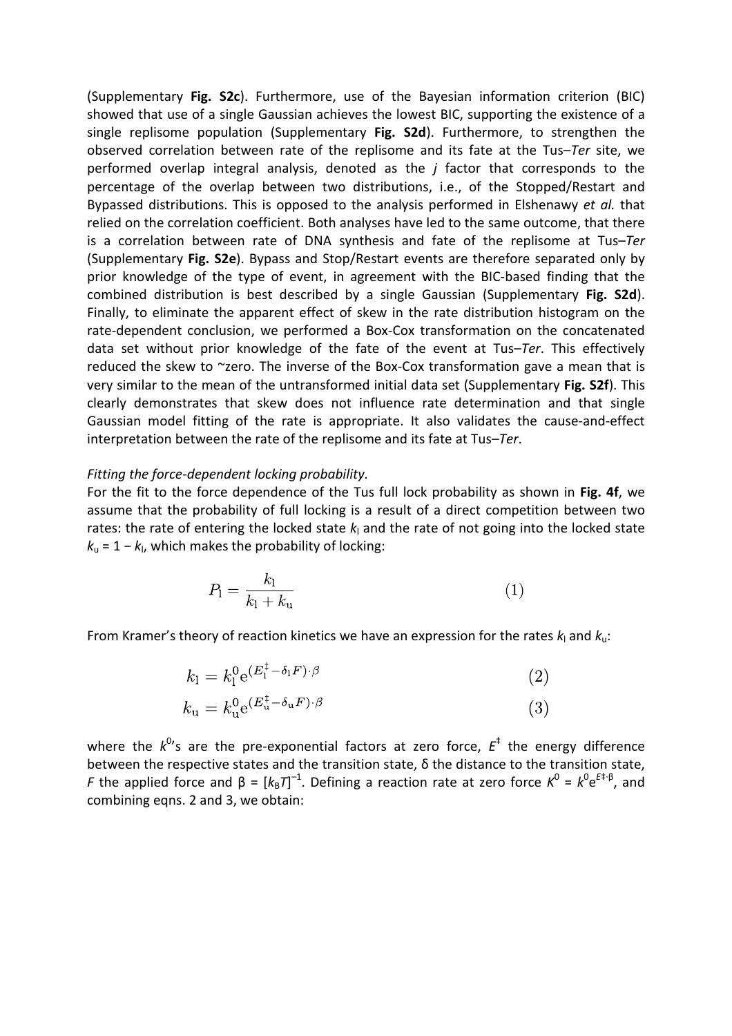(Supplementary **Fig. S2c**). Furthermore, use of the Bayesian information criterion (BIC) showed that use of a single Gaussian achieves the lowest BIC, supporting the existence of a single replisome population (Supplementary **Fig. S2d**). Furthermore, to strengthen the observed correlation between rate of the replisome and its fate at the Tus–*Ter* site, we performed overlap integral analysis, denoted as the *j* factor that corresponds to the percentage of the overlap between two distributions, i.e., of the Stopped/Restart and Bypassed distributions. This is opposed to the analysis performed in Elshenawy *et al.* that relied on the correlation coefficient. Both analyses have led to the same outcome, that there is a correlation between rate of DNA synthesis and fate of the replisome at Tus–*Ter* (Supplementary **Fig. S2e**). Bypass and Stop/Restart events are therefore separated only by prior knowledge of the type of event, in agreement with the BIC-based finding that the combined distribution is best described by a single Gaussian (Supplementary **Fig. S2d**). Finally, to eliminate the apparent effect of skew in the rate distribution histogram on the rate-dependent conclusion, we performed a Box-Cox transformation on the concatenated data set without prior knowledge of the fate of the event at Tus–*Ter*. This effectively reduced the skew to ~zero. The inverse of the Box-Cox transformation gave a mean that is very similar to the mean of the untransformed initial data set (Supplementary **Fig. S2f**). This clearly demonstrates that skew does not influence rate determination and that single Gaussian model fitting of the rate is appropriate. It also validates the cause-and-effect interpretation between the rate of the replisome and its fate at Tus–*Ter*.

*Fitting the force-dependent locking probability.*

For the fit to the force dependence of the Tus full lock probability as shown in **Fig. 4f**, we assume that the probability of full locking is a result of a direct competition between two rates: the rate of entering the locked state $k_l$ and the rate of not going into the locked state $k_u = 1 - k_l$, which makes the probability of locking:

$$P_l = \frac{k_l}{k_l + k_u} \tag{1}$$

From Kramer's theory of reaction kinetics we have an expression for the rates $k_l$ and $k_u$:

$$k_l = k_l^0 e^{(E_l^{\ddagger} - \delta_l F)\cdot\beta} \tag{2}$$

$$k_u = k_u^0 e^{(E_u^{\ddagger} - \delta_u F)\cdot\beta} \tag{3}$$

where the $k^0$'s are the pre-exponential factors at zero force, $E^{\ddagger}$ the energy difference between the respective states and the transition state, δ the distance to the transition state, $F$ the applied force and $\beta = [k_B T]^{-1}$. Defining a reaction rate at zero force $K^0 = k^0 e^{E\ddagger\cdot\beta}$, and combining eqns. 2 and 3, we obtain: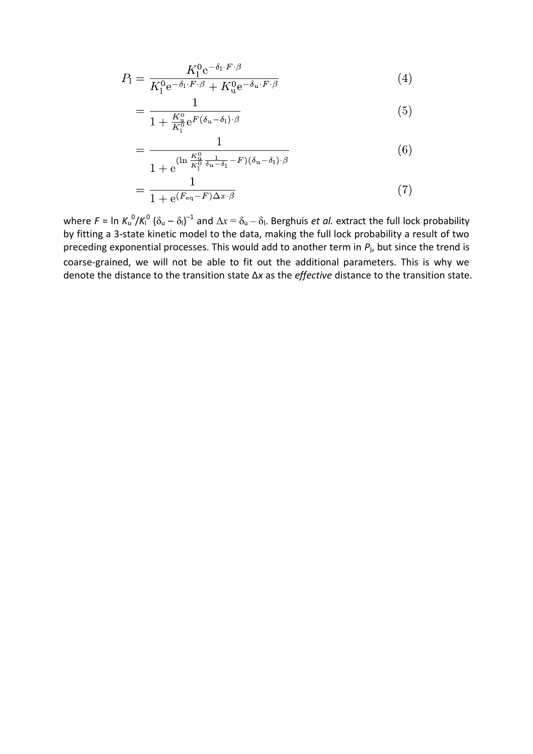$$
\begin{aligned}
P_{\mathrm{l}} &= \frac{K_{\mathrm{l}}^{0}\mathrm{e}^{-\delta_{\mathrm{l}}\cdot F\cdot\beta}}{K_{\mathrm{l}}^{0}\mathrm{e}^{-\delta_{\mathrm{l}}\cdot F\cdot\beta}+K_{\mathrm{u}}^{0}\mathrm{e}^{-\delta_{\mathrm{u}}\cdot F\cdot\beta}} && (4)\\
&= \frac{1}{1+\frac{K_{\mathrm{u}}^{0}}{K_{\mathrm{l}}^{0}}\mathrm{e}^{F(\delta_{\mathrm{u}}-\delta_{\mathrm{l}})\cdot\beta}} && (5)\\
&= \frac{1}{1+\mathrm{e}^{(\ln\frac{K_{\mathrm{u}}^{0}}{K_{\mathrm{l}}^{0}}\frac{1}{\delta_{\mathrm{u}}-\delta_{\mathrm{l}}}-F)(\delta_{\mathrm{u}}-\delta_{\mathrm{l}})\cdot\beta}} && (6)\\
&= \frac{1}{1+\mathrm{e}^{(F_{\mathrm{eq}}-F)\Delta x\cdot\beta}} && (7)
\end{aligned}
$$

where $F = \ln K_u^0/K_l^0\,(\delta_u - \delta_l)^{-1}$ and $\Delta x = \delta_u - \delta_l$. Berghuis *et al.* extract the full lock probability by fitting a 3-state kinetic model to the data, making the full lock probability a result of two preceding exponential processes. This would add to another term in $P_l$, but since the trend is coarse-grained, we will not be able to fit out the additional parameters. This is why we denote the distance to the transition state $\Delta x$ as the *effective* distance to the transition state.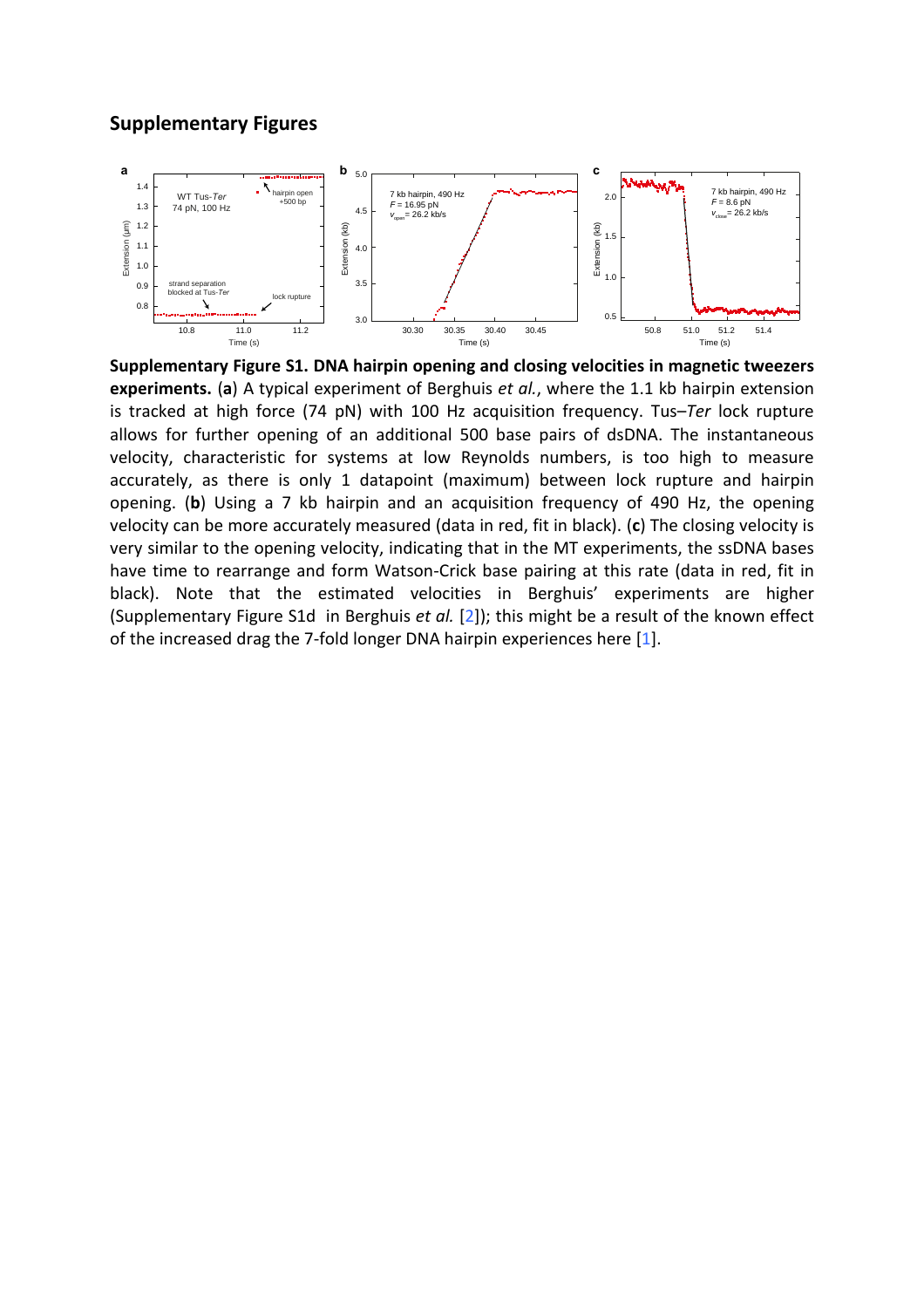## Supplementary Figures

**Supplementary Figure S1. DNA hairpin opening and closing velocities in magnetic tweezers experiments.** (**a**) A typical experiment of Berghuis *et al.*, where the 1.1 kb hairpin extension is tracked at high force (74 pN) with 100 Hz acquisition frequency. Tus–*Ter* lock rupture allows for further opening of an additional 500 base pairs of dsDNA. The instantaneous velocity, characteristic for systems at low Reynolds numbers, is too high to measure accurately, as there is only 1 datapoint (maximum) between lock rupture and hairpin opening. (**b**) Using a 7 kb hairpin and an acquisition frequency of 490 Hz, the opening velocity can be more accurately measured (data in red, fit in black). (**c**) The closing velocity is very similar to the opening velocity, indicating that in the MT experiments, the ssDNA bases have time to rearrange and form Watson-Crick base pairing at this rate (data in red, fit in black). Note that the estimated velocities in Berghuis' experiments are higher (Supplementary Figure S1d in Berghuis *et al.* [2]); this might be a result of the known effect of the increased drag the 7-fold longer DNA hairpin experiences here [1].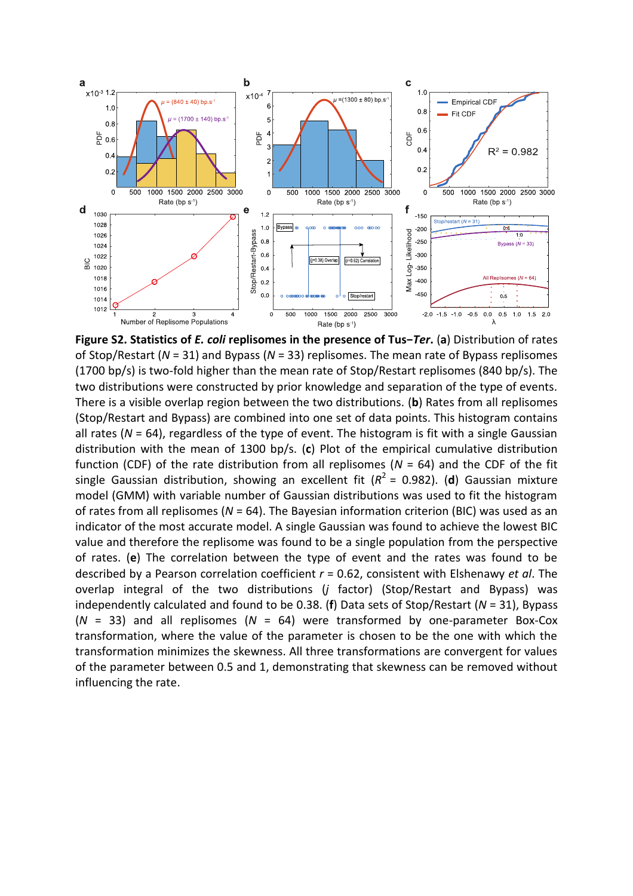**Figure S2. Statistics of *E. coli* replisomes in the presence of Tus−*Ter*.** (**a**) Distribution of rates of Stop/Restart ($N$ = 31) and Bypass ($N$ = 33) replisomes. The mean rate of Bypass replisomes (1700 bp/s) is two-fold higher than the mean rate of Stop/Restart replisomes (840 bp/s). The two distributions were constructed by prior knowledge and separation of the type of events. There is a visible overlap region between the two distributions. (**b**) Rates from all replisomes (Stop/Restart and Bypass) are combined into one set of data points. This histogram contains all rates ($N$ = 64), regardless of the type of event. The histogram is fit with a single Gaussian distribution with the mean of 1300 bp/s. (**c**) Plot of the empirical cumulative distribution function (CDF) of the rate distribution from all replisomes ($N$ = 64) and the CDF of the fit single Gaussian distribution, showing an excellent fit ($R^2$ = 0.982). (**d**) Gaussian mixture model (GMM) with variable number of Gaussian distributions was used to fit the histogram of rates from all replisomes ($N$ = 64). The Bayesian information criterion (BIC) was used as an indicator of the most accurate model. A single Gaussian was found to achieve the lowest BIC value and therefore the replisome was found to be a single population from the perspective of rates. (**e**) The correlation between the type of event and the rates was found to be described by a Pearson correlation coefficient $r$ = 0.62, consistent with Elshenawy *et al*. The overlap integral of the two distributions ($j$ factor) (Stop/Restart and Bypass) was independently calculated and found to be 0.38. (**f**) Data sets of Stop/Restart ($N$ = 31), Bypass ($N$ = 33) and all replisomes ($N$ = 64) were transformed by one-parameter Box-Cox transformation, where the value of the parameter is chosen to be the one with which the transformation minimizes the skewness. All three transformations are convergent for values of the parameter between 0.5 and 1, demonstrating that skewness can be removed without influencing the rate.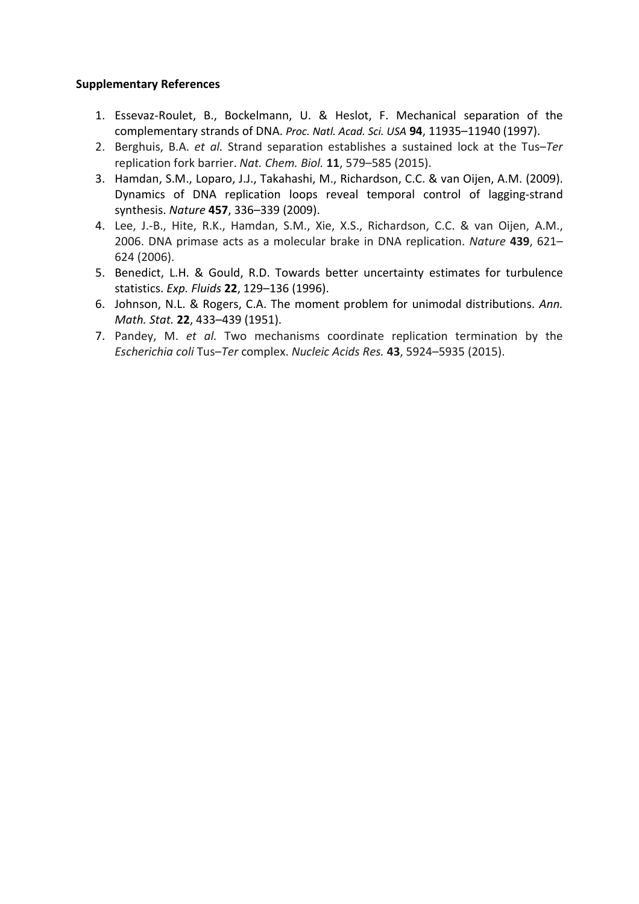**Supplementary References**

1. Essevaz-Roulet, B., Bockelmann, U. & Heslot, F. Mechanical separation of the complementary strands of DNA. *Proc. Natl. Acad. Sci. USA* **94**, 11935–11940 (1997).
2. Berghuis, B.A. *et al.* Strand separation establishes a sustained lock at the Tus–*Ter* replication fork barrier. *Nat. Chem. Biol.* **11**, 579–585 (2015).
3. Hamdan, S.M., Loparo, J.J., Takahashi, M., Richardson, C.C. & van Oijen, A.M. (2009). Dynamics of DNA replication loops reveal temporal control of lagging-strand synthesis. *Nature* **457**, 336–339 (2009).
4. Lee, J.-B., Hite, R.K., Hamdan, S.M., Xie, X.S., Richardson, C.C. & van Oijen, A.M., 2006. DNA primase acts as a molecular brake in DNA replication. *Nature* **439**, 621–624 (2006).
5. Benedict, L.H. & Gould, R.D. Towards better uncertainty estimates for turbulence statistics. *Exp. Fluids* **22**, 129–136 (1996).
6. Johnson, N.L. & Rogers, C.A. The moment problem for unimodal distributions. *Ann. Math. Stat.* **22**, 433–439 (1951).
7. Pandey, M. *et al.* Two mechanisms coordinate replication termination by the *Escherichia coli* Tus–*Ter* complex. *Nucleic Acids Res.* **43**, 5924–5935 (2015).